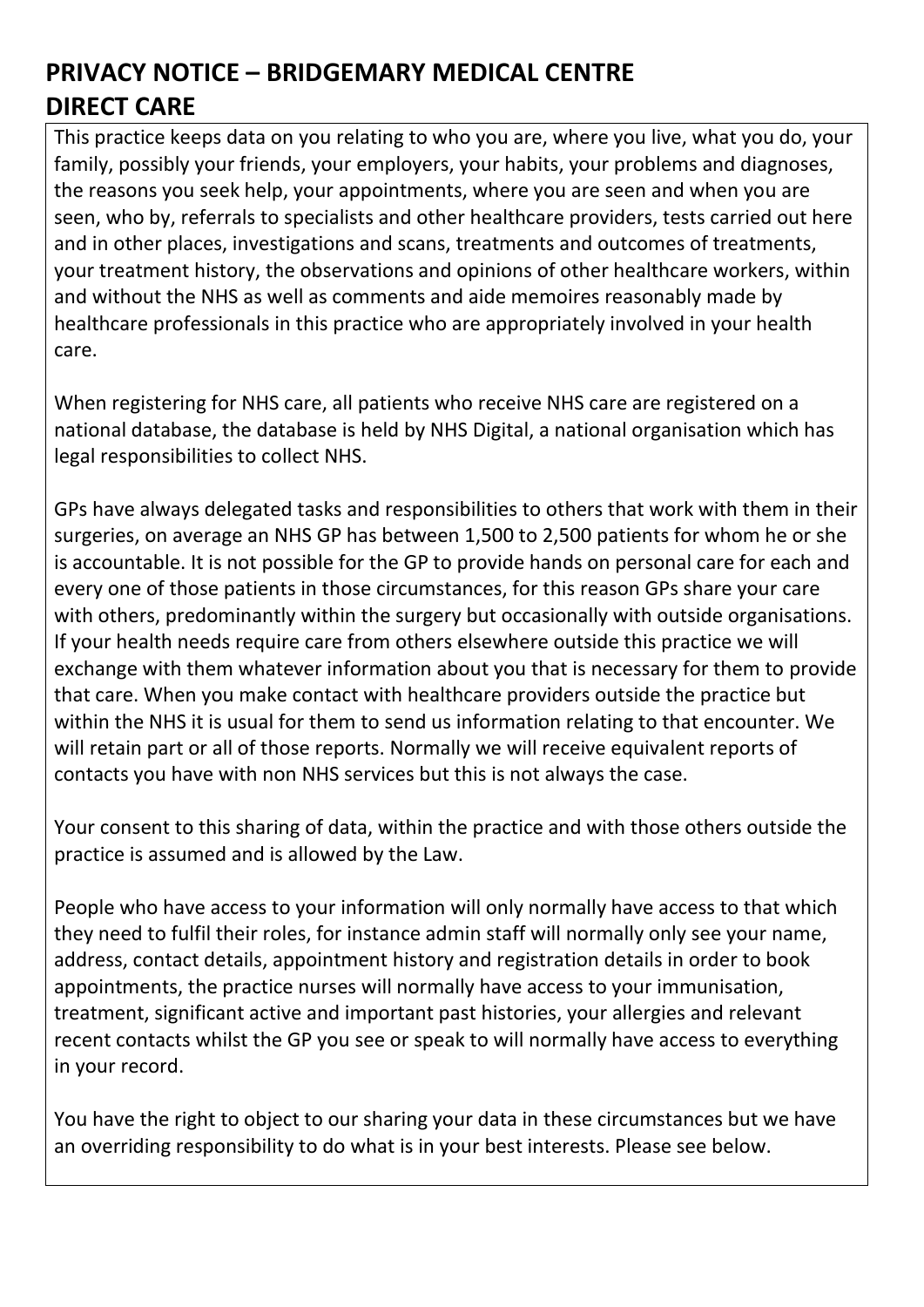# PRIVACY NOTICE – BRIDGEMARY MEDICAL CENTRE

## DIRECT CARE

This practice keeps data on you relating to who you are, where you live, what you do, your family, possibly your friends, your employers, your habits, your problems and diagnoses, the reasons you seek help, your appointments, where you are seen and when you are seen, who by, referrals to specialists and other healthcare providers, tests carried out here and in other places, investigations and scans, treatments and outcomes of treatments, your treatment history, the observations and opinions of other healthcare workers, within and without the NHS as well as comments and aide memoires reasonably made by healthcare professionals in this practice who are appropriately involved in your health care.

When registering for NHS care, all patients who receive NHS care are registered on a national database, the database is held by NHS Digital, a national organisation which has legal responsibilities to collect NHS.

GPs have always delegated tasks and responsibilities to others that work with them in their surgeries, on average an NHS GP has between 1,500 to 2,500 patients for whom he or she is accountable. It is not possible for the GP to provide hands on personal care for each and every one of those patients in those circumstances, for this reason GPs share your care with others, predominantly within the surgery but occasionally with outside organisations. If your health needs require care from others elsewhere outside this practice we will exchange with them whatever information about you that is necessary for them to provide that care. When you make contact with healthcare providers outside the practice but within the NHS it is usual for them to send us information relating to that encounter. We will retain part or all of those reports. Normally we will receive equivalent reports of contacts you have with non NHS services but this is not always the case.

Your consent to this sharing of data, within the practice and with those others outside the practice is assumed and is allowed by the Law.

People who have access to your information will only normally have access to that which they need to fulfil their roles, for instance admin staff will normally only see your name, address, contact details, appointment history and registration details in order to book appointments, the practice nurses will normally have access to your immunisation, treatment, significant active and important past histories, your allergies and relevant recent contacts whilst the GP you see or speak to will normally have access to everything in your record.

You have the right to object to our sharing your data in these circumstances but we have an overriding responsibility to do what is in your best interests. Please see below.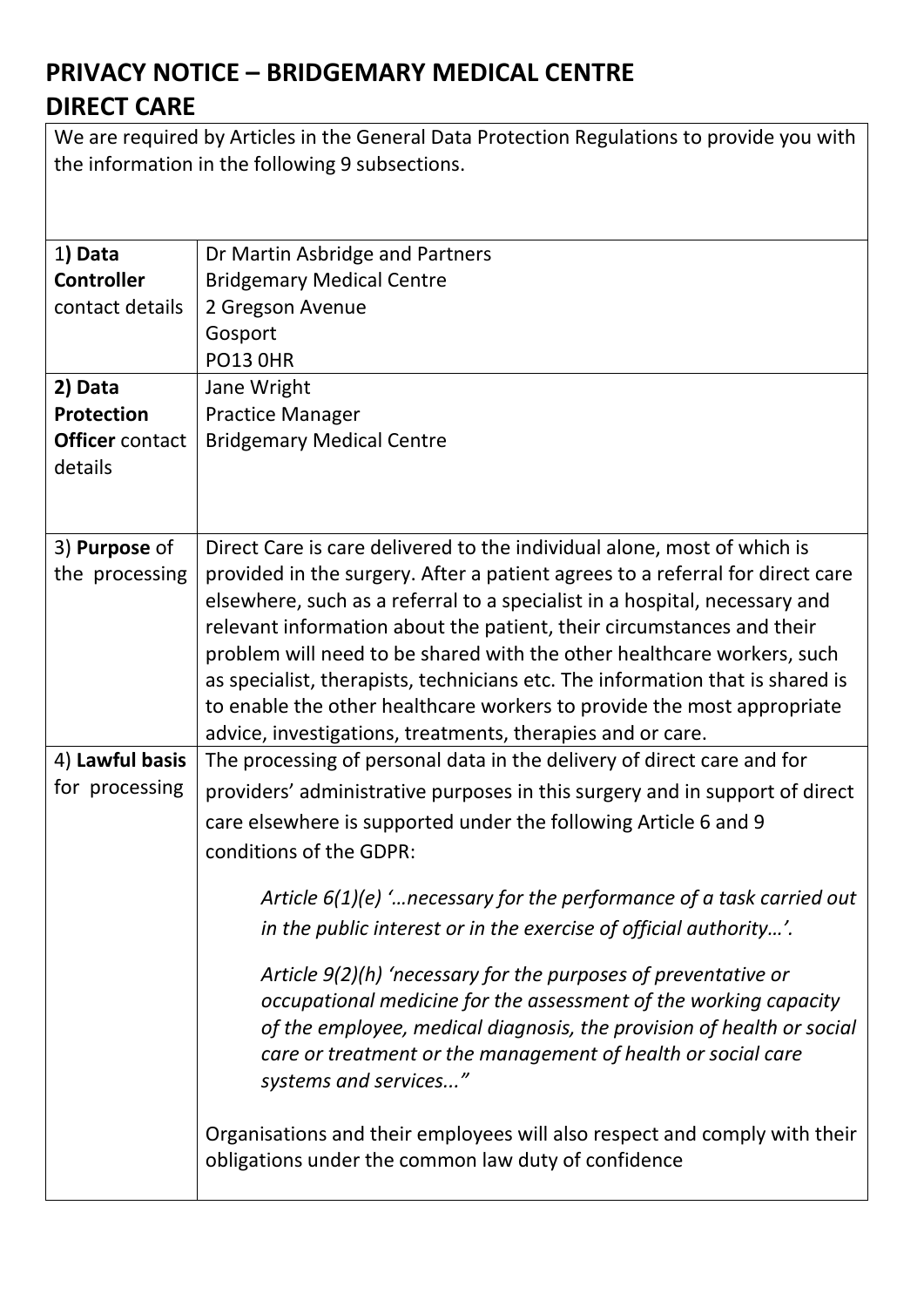# PRIVACY NOTICE – BRIDGEMARY MEDICAL CENTRE
# DIRECT CARE

| We are required by Articles in the General Data Protection Regulations to provide you with the information in the following 9 subsections. | |
|---|---|
| 1**) Data Controller** contact details | Dr Martin Asbridge and Partners<br>Bridgemary Medical Centre<br>2 Gregson Avenue<br>Gosport<br>PO13 0HR |
| **2) Data Protection Officer** contact details | Jane Wright<br>Practice Manager<br>Bridgemary Medical Centre |
| 3) **Purpose** of the processing | Direct Care is care delivered to the individual alone, most of which is provided in the surgery. After a patient agrees to a referral for direct care elsewhere, such as a referral to a specialist in a hospital, necessary and relevant information about the patient, their circumstances and their problem will need to be shared with the other healthcare workers, such as specialist, therapists, technicians etc. The information that is shared is to enable the other healthcare workers to provide the most appropriate advice, investigations, treatments, therapies and or care. |
| 4) **Lawful basis** for processing | The processing of personal data in the delivery of direct care and for providers' administrative purposes in this surgery and in support of direct care elsewhere is supported under the following Article 6 and 9 conditions of the GDPR:<br><br>*Article 6(1)(e) '…necessary for the performance of a task carried out in the public interest or in the exercise of official authority…'.*<br><br>*Article 9(2)(h) 'necessary for the purposes of preventative or occupational medicine for the assessment of the working capacity of the employee, medical diagnosis, the provision of health or social care or treatment or the management of health or social care systems and services..."*<br><br>Organisations and their employees will also respect and comply with their obligations under the common law duty of confidence |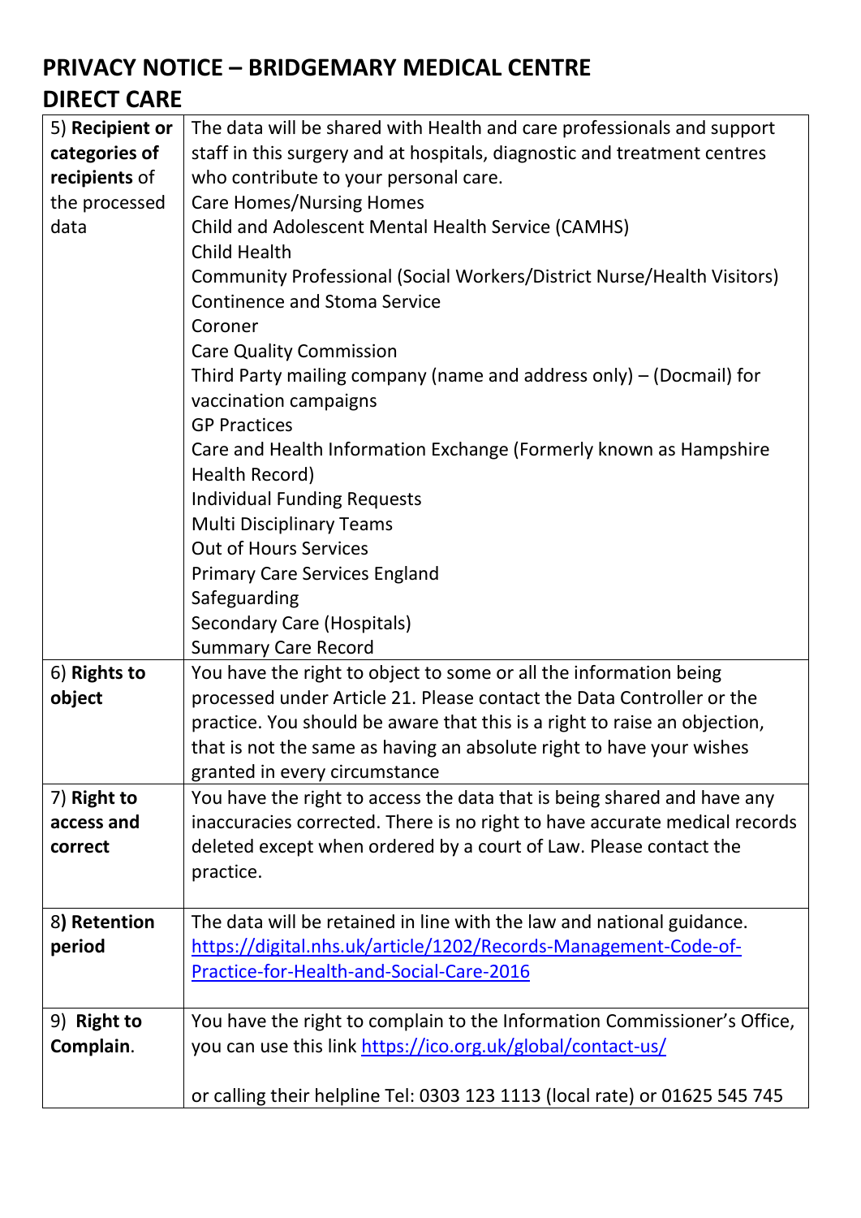# PRIVACY NOTICE – BRIDGEMARY MEDICAL CENTRE
## DIRECT CARE

| | |
|---|---|
| 5) **Recipient or categories of recipients** of the processed data | The data will be shared with Health and care professionals and support staff in this surgery and at hospitals, diagnostic and treatment centres who contribute to your personal care.<br>Care Homes/Nursing Homes<br>Child and Adolescent Mental Health Service (CAMHS)<br>Child Health<br>Community Professional (Social Workers/District Nurse/Health Visitors)<br>Continence and Stoma Service<br>Coroner<br>Care Quality Commission<br>Third Party mailing company (name and address only) – (Docmail) for vaccination campaigns<br>GP Practices<br>Care and Health Information Exchange (Formerly known as Hampshire Health Record)<br>Individual Funding Requests<br>Multi Disciplinary Teams<br>Out of Hours Services<br>Primary Care Services England<br>Safeguarding<br>Secondary Care (Hospitals)<br>Summary Care Record |
| 6) **Rights to object** | You have the right to object to some or all the information being processed under Article 21. Please contact the Data Controller or the practice. You should be aware that this is a right to raise an objection, that is not the same as having an absolute right to have your wishes granted in every circumstance |
| 7) **Right to access and correct** | You have the right to access the data that is being shared and have any inaccuracies corrected. There is no right to have accurate medical records deleted except when ordered by a court of Law. Please contact the practice. |
| 8**) Retention period** | The data will be retained in line with the law and national guidance. https://digital.nhs.uk/article/1202/Records-Management-Code-of-Practice-for-Health-and-Social-Care-2016 |
| 9) **Right to Complain**. | You have the right to complain to the Information Commissioner's Office, you can use this link https://ico.org.uk/global/contact-us/<br><br>or calling their helpline Tel: 0303 123 1113 (local rate) or 01625 545 745 |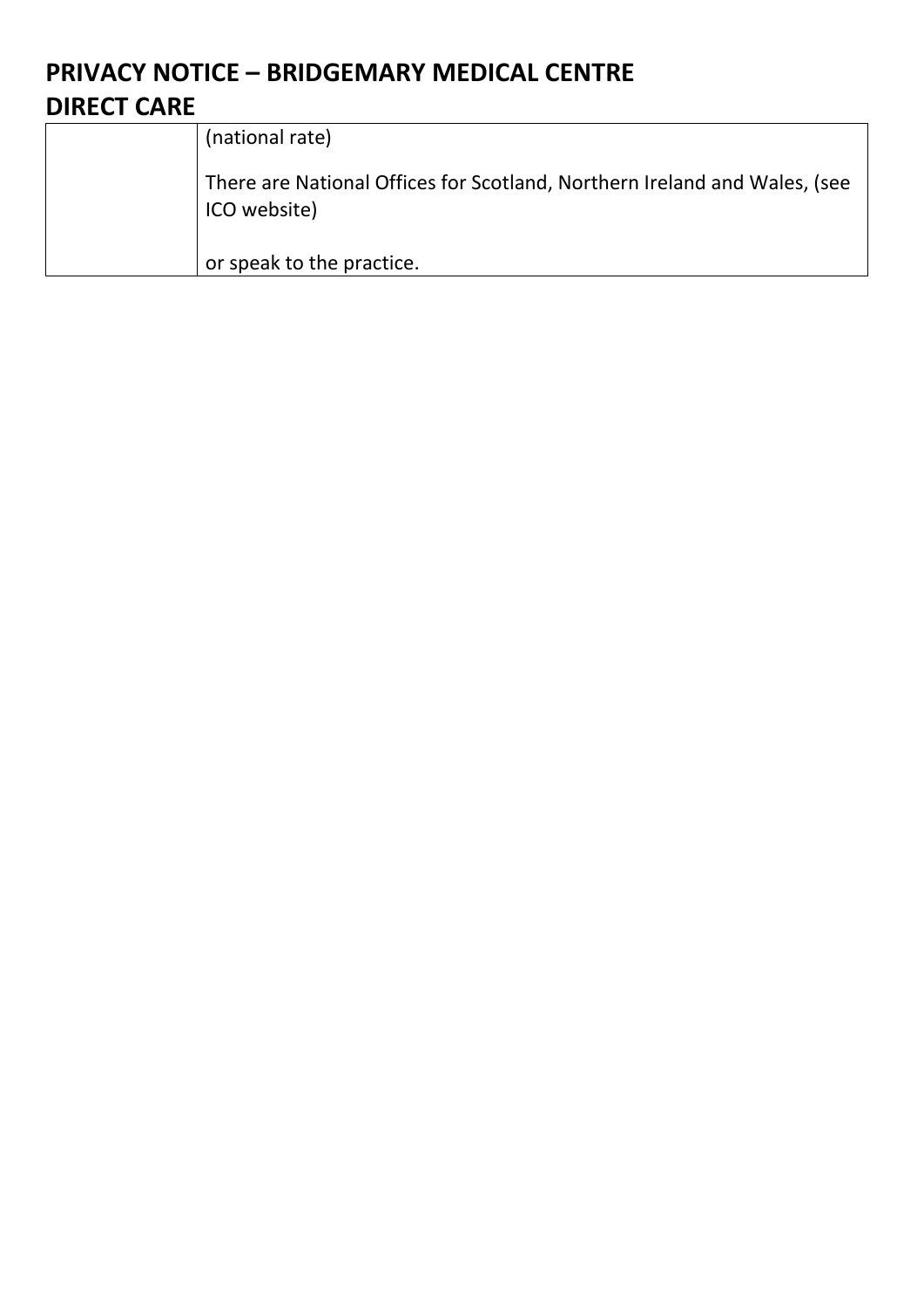| | |
|---|---|
| | (national rate)<br><br>There are National Offices for Scotland, Northern Ireland and Wales, (see ICO website)<br><br>or speak to the practice. |